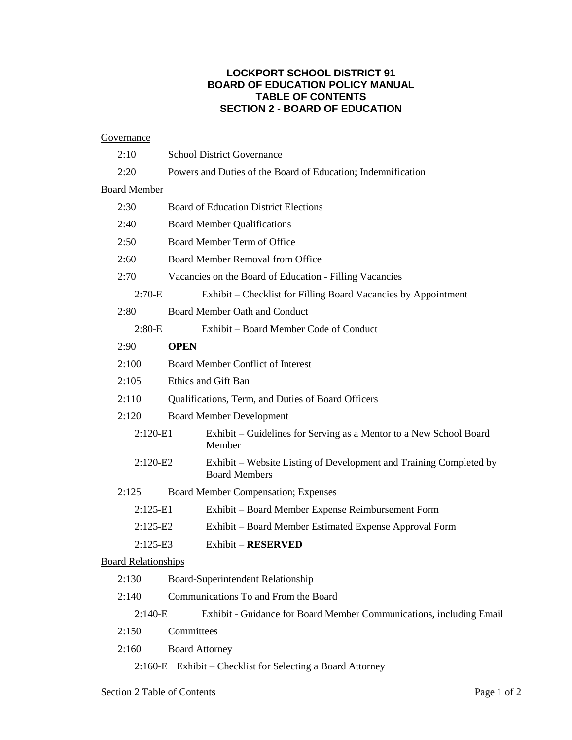# LOCKPORT SCHOOL DISTRICT 91
# BOARD OF EDUCATION POLICY MANUAL
# TABLE OF CONTENTS
# SECTION 2 - BOARD OF EDUCATION

<u>Governance</u>

- 2:10 School District Governance
- 2:20 Powers and Duties of the Board of Education; Indemnification

<u>Board Member</u>

- 2:30 Board of Education District Elections
- 2:40 Board Member Qualifications
- 2:50 Board Member Term of Office
- 2:60 Board Member Removal from Office
- 2:70 Vacancies on the Board of Education - Filling Vacancies
  - 2:70-E Exhibit – Checklist for Filling Board Vacancies by Appointment
- 2:80 Board Member Oath and Conduct
  - 2:80-E Exhibit – Board Member Code of Conduct
- 2:90 **OPEN**
- 2:100 Board Member Conflict of Interest
- 2:105 Ethics and Gift Ban
- 2:110 Qualifications, Term, and Duties of Board Officers
- 2:120 Board Member Development
  - 2:120-E1 Exhibit – Guidelines for Serving as a Mentor to a New School Board Member
  - 2:120-E2 Exhibit – Website Listing of Development and Training Completed by Board Members
- 2:125 Board Member Compensation; Expenses
  - 2:125-E1 Exhibit – Board Member Expense Reimbursement Form
  - 2:125-E2 Exhibit – Board Member Estimated Expense Approval Form
  - 2:125-E3 Exhibit – **RESERVED**

<u>Board Relationships</u>

- 2:130 Board-Superintendent Relationship
- 2:140 Communications To and From the Board
  - 2:140-E Exhibit - Guidance for Board Member Communications, including Email
- 2:150 Committees
- 2:160 Board Attorney
  - 2:160-E Exhibit – Checklist for Selecting a Board Attorney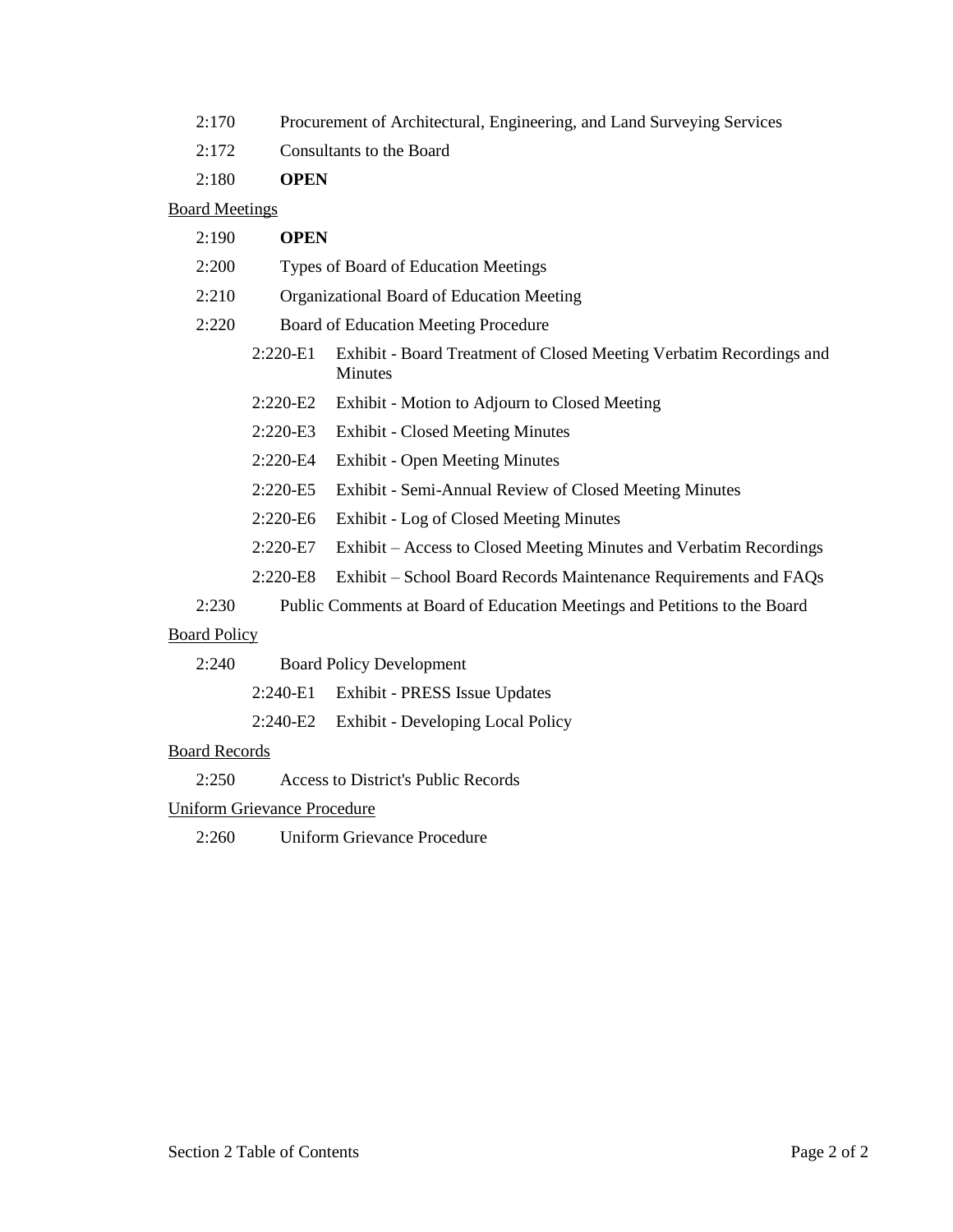2:170 Procurement of Architectural, Engineering, and Land Surveying Services

2:172 Consultants to the Board

2:180 **OPEN**

Board Meetings

2:190 **OPEN**

2:200 Types of Board of Education Meetings

2:210 Organizational Board of Education Meeting

2:220 Board of Education Meeting Procedure

- 2:220-E1 Exhibit - Board Treatment of Closed Meeting Verbatim Recordings and Minutes
- 2:220-E2 Exhibit - Motion to Adjourn to Closed Meeting
- 2:220-E3 Exhibit - Closed Meeting Minutes
- 2:220-E4 Exhibit - Open Meeting Minutes
- 2:220-E5 Exhibit - Semi-Annual Review of Closed Meeting Minutes
- 2:220-E6 Exhibit - Log of Closed Meeting Minutes
- 2:220-E7 Exhibit – Access to Closed Meeting Minutes and Verbatim Recordings
- 2:220-E8 Exhibit – School Board Records Maintenance Requirements and FAQs

2:230 Public Comments at Board of Education Meetings and Petitions to the Board

Board Policy

2:240 Board Policy Development

- 2:240-E1 Exhibit - PRESS Issue Updates
- 2:240-E2 Exhibit - Developing Local Policy

Board Records

2:250 Access to District's Public Records

Uniform Grievance Procedure

2:260 Uniform Grievance Procedure